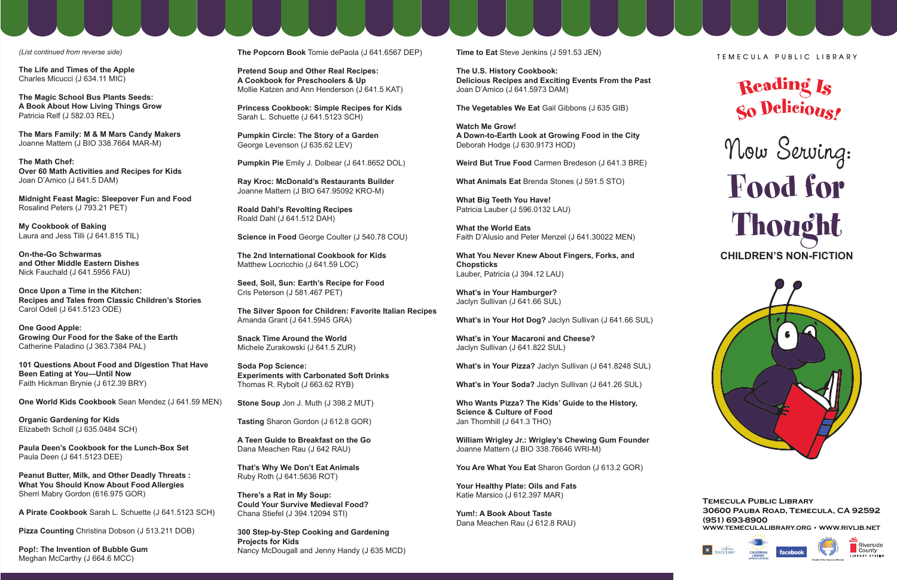*(List continued from reverse side)*

**The Life and Times of the Apple**
Charles Micucci (J 634.11 MIC)

**The Magic School Bus Plants Seeds: A Book About How Living Things Grow**
Patricia Relf (J 582.03 REL)

**The Mars Family: M & M Mars Candy Makers**
Joanne Mattern (J BIO 338.7664 MAR-M)

**The Math Chef: Over 60 Math Activities and Recipes for Kids**
Joan D'Amico (J 641.5 DAM)

**Midnight Feast Magic: Sleepover Fun and Food**
Rosalind Peters (J 793.21 PET)

**My Cookbook of Baking**
Laura and Jess Tilli (J 641.815 TIL)

**On-the-Go Schwarmas and Other Middle Eastern Dishes**
Nick Fauchald (J 641.5956 FAU)

**Once Upon a Time in the Kitchen: Recipes and Tales from Classic Children's Stories**
Carol Odell (J 641.5123 ODE)

**One Good Apple: Growing Our Food for the Sake of the Earth**
Catherine Paladino (J 363.7384 PAL)

**101 Questions About Food and Digestion That Have Been Eating at You—Until Now**
Faith Hickman Brynie (J 612.39 BRY)

**One World Kids Cookbook** Sean Mendez (J 641.59 MEN)

**Organic Gardening for Kids**
Elizabeth Scholl (J 635.0484 SCH)

**Paula Deen's Cookbook for the Lunch-Box Set**
Paula Deen (J 641.5123 DEE)

**Peanut Butter, Milk, and Other Deadly Threats : What You Should Know About Food Allergies**
Sherri Mabry Gordon (616.975 GOR)

**A Pirate Cookbook** Sarah L. Schuette (J 641.5123 SCH)

**Pizza Counting** Christina Dobson (J 513.211 DOB)

**Pop!: The Invention of Bubble Gum**
Meghan McCarthy (J 664.6 MCC)

**The Popcorn Book** Tomie dePaola (J 641.6567 DEP)

**Pretend Soup and Other Real Recipes: A Cookbook for Preschoolers & Up**
Mollie Katzen and Ann Henderson (J 641.5 KAT)

**Princess Cookbook: Simple Recipes for Kids**
Sarah L. Schuette (J 641.5123 SCH)

**Pumpkin Circle: The Story of a Garden**
George Levenson (J 635.62 LEV)

**Pumpkin Pie** Emily J. Dolbear (J 641.8652 DOL)

**Ray Kroc: McDonald's Restaurants Builder**
Joanne Mattern (J BIO 647.95092 KRO-M)

**Roald Dahl's Revolting Recipes**
Roald Dahl (J 641.512 DAH)

**Science in Food** George Coulter (J 540.78 COU)

**The 2nd International Cookbook for Kids**
Matthew Locricchio (J 641.59 LOC)

**Seed, Soil, Sun: Earth's Recipe for Food**
Cris Peterson (J 581.467 PET)

**The Silver Spoon for Children: Favorite Italian Recipes**
Amanda Grant (J 641.5945 GRA)

**Snack Time Around the World**
Michele Zurakowski (J 641.5 ZUR)

**Soda Pop Science: Experiments with Carbonated Soft Drinks**
Thomas R. Rybolt (J 663.62 RYB)

**Stone Soup** Jon J. Muth (J 398.2 MUT)

**Tasting** Sharon Gordon (J 612.8 GOR)

**A Teen Guide to Breakfast on the Go**
Dana Meachen Rau (J 642 RAU)

**That's Why We Don't Eat Animals**
Ruby Roth (J 641.5636 ROT)

**There's a Rat in My Soup: Could Your Survive Medieval Food?**
Chana Stiefel (J 394.12094 STI)

**300 Step-by-Step Cooking and Gardening Projects for Kids**
Nancy McDougall and Jenny Handy (J 635 MCD)

**Time to Eat** Steve Jenkins (J 591.53 JEN)

**The U.S. History Cookbook: Delicious Recipes and Exciting Events From the Past**
Joan D'Amico (J 641.5973 DAM)

**The Vegetables We Eat** Gail Gibbons (J 635 GIB)

**Watch Me Grow! A Down-to-Earth Look at Growing Food in the City**
Deborah Hodge (J 630.9173 HOD)

**Weird But True Food** Carmen Bredeson (J 641.3 BRE)

**What Animals Eat** Brenda Stones (J 591.5 STO)

**What Big Teeth You Have!**
Patricia Lauber (J 596.0132 LAU)

**What the World Eats**
Faith D'Alusio and Peter Menzel (J 641.30022 MEN)

**What You Never Knew About Fingers, Forks, and Chopsticks**
Lauber, Patricia (J 394.12 LAU)

**What's in Your Hamburger?**
Jaclyn Sullivan (J 641.66 SUL)

**What's in Your Hot Dog?** Jaclyn Sullivan (J 641.66 SUL)

**What's in Your Macaroni and Cheese?**
Jaclyn Sullivan (J 641.822 SUL)

**What's in Your Pizza?** Jaclyn Sullivan (J 641.8248 SUL)

**What's in Your Soda?** Jaclyn Sullivan (J 641.26 SUL)

**Who Wants Pizza? The Kids' Guide to the History, Science & Culture of Food**
Jan Thornhill (J 641.3 THO)

**William Wrigley Jr.: Wrigley's Chewing Gum Founder**
Joanne Mattern (J BIO 338.76646 WRI-M)

**You Are What You Eat** Sharon Gordon (J 613.2 GOR)

**Your Healthy Plate: Oils and Fats**
Katie Marsico (J 612.397 MAR)

**Yum!: A Book About Taste**
Dana Meachen Rau (J 612.8 RAU)

TEMECULA PUBLIC LIBRARY

# Reading Is So Delicious!

# Now Serving: Food for Thought

## CHILDREN'S NON-FICTION

**Temecula Public Library**
**30600 Pauba Road, Temecula, CA 92592**
**(951) 693-8900**
**WWW.TEMECULALIBRARY.ORG • WWW.RIVLIB.NET**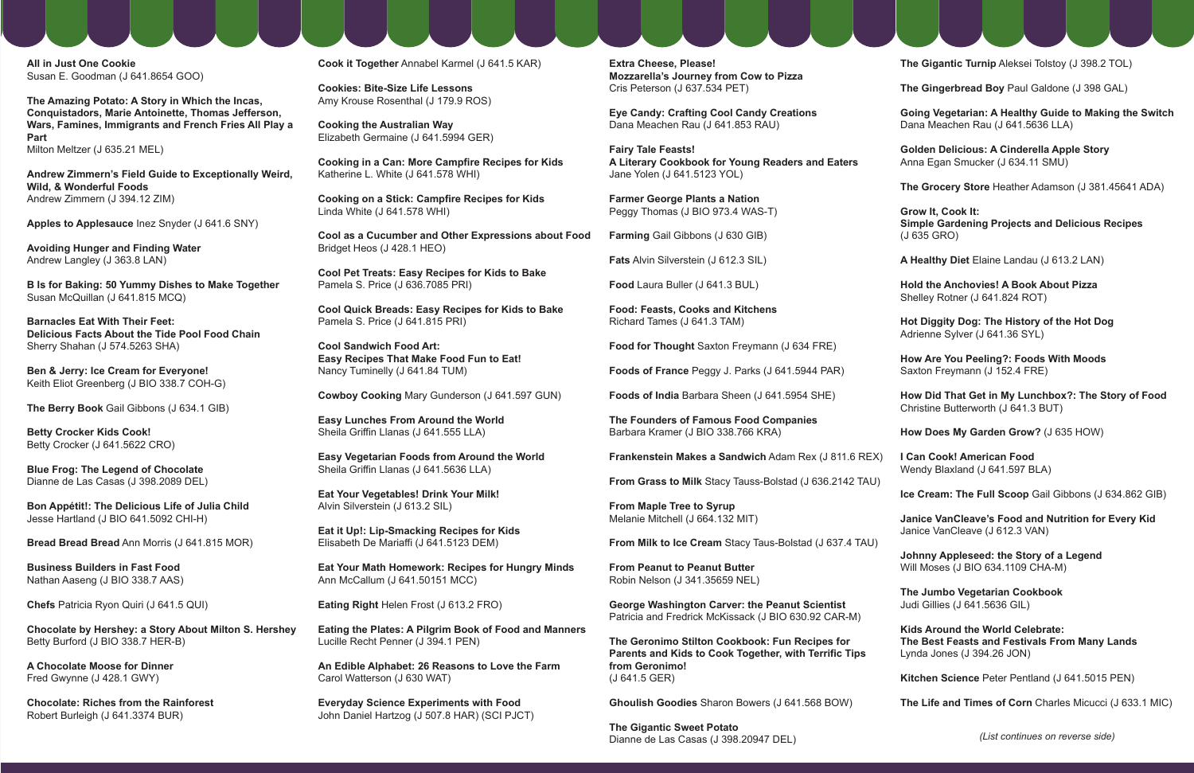**All in Just One Cookie**
Susan E. Goodman (J 641.8654 GOO)

**The Amazing Potato: A Story in Which the Incas, Conquistadors, Marie Antoinette, Thomas Jefferson, Wars, Famines, Immigrants and French Fries All Play a Part**
Milton Meltzer (J 635.21 MEL)

**Andrew Zimmern's Field Guide to Exceptionally Weird, Wild, & Wonderful Foods**
Andrew Zimmern (J 394.12 ZIM)

**Apples to Applesauce** Inez Snyder (J 641.6 SNY)

**Avoiding Hunger and Finding Water**
Andrew Langley (J 363.8 LAN)

**B Is for Baking: 50 Yummy Dishes to Make Together**
Susan McQuillan (J 641.815 MCQ)

**Barnacles Eat With Their Feet: Delicious Facts About the Tide Pool Food Chain**
Sherry Shahan (J 574.5263 SHA)

**Ben & Jerry: Ice Cream for Everyone!**
Keith Eliot Greenberg (J BIO 338.7 COH-G)

**The Berry Book** Gail Gibbons (J 634.1 GIB)

**Betty Crocker Kids Cook!**
Betty Crocker (J 641.5622 CRO)

**Blue Frog: The Legend of Chocolate**
Dianne de Las Casas (J 398.2089 DEL)

**Bon Appétit!: The Delicious Life of Julia Child**
Jesse Hartland (J BIO 641.5092 CHI-H)

**Bread Bread Bread** Ann Morris (J 641.815 MOR)

**Business Builders in Fast Food**
Nathan Aaseng (J BIO 338.7 AAS)

**Chefs** Patricia Ryon Quiri (J 641.5 QUI)

**Chocolate by Hershey: a Story About Milton S. Hershey**
Betty Burford (J BIO 338.7 HER-B)

**A Chocolate Moose for Dinner**
Fred Gwynne (J 428.1 GWY)

**Chocolate: Riches from the Rainforest**
Robert Burleigh (J 641.3374 BUR)

**Cook it Together** Annabel Karmel (J 641.5 KAR)

**Cookies: Bite-Size Life Lessons**
Amy Krouse Rosenthal (J 179.9 ROS)

**Cooking the Australian Way**
Elizabeth Germaine (J 641.5994 GER)

**Cooking in a Can: More Campfire Recipes for Kids**
Katherine L. White (J 641.578 WHI)

**Cooking on a Stick: Campfire Recipes for Kids**
Linda White (J 641.578 WHI)

**Cool as a Cucumber and Other Expressions about Food**
Bridget Heos (J 428.1 HEO)

**Cool Pet Treats: Easy Recipes for Kids to Bake**
Pamela S. Price (J 636.7085 PRI)

**Cool Quick Breads: Easy Recipes for Kids to Bake**
Pamela S. Price (J 641.815 PRI)

**Cool Sandwich Food Art: Easy Recipes That Make Food Fun to Eat!**
Nancy Tuminelly (J 641.84 TUM)

**Cowboy Cooking** Mary Gunderson (J 641.597 GUN)

**Easy Lunches From Around the World**
Sheila Griffin Llanas (J 641.555 LLA)

**Easy Vegetarian Foods from Around the World**
Sheila Griffin Llanas (J 641.5636 LLA)

**Eat Your Vegetables! Drink Your Milk!**
Alvin Silverstein (J 613.2 SIL)

**Eat it Up!: Lip-Smacking Recipes for Kids**
Elisabeth De Mariaffi (J 641.5123 DEM)

**Eat Your Math Homework: Recipes for Hungry Minds**
Ann McCallum (J 641.50151 MCC)

**Eating Right** Helen Frost (J 613.2 FRO)

**Eating the Plates: A Pilgrim Book of Food and Manners**
Lucille Recht Penner (J 394.1 PEN)

**An Edible Alphabet: 26 Reasons to Love the Farm**
Carol Watterson (J 630 WAT)

**Everyday Science Experiments with Food**
John Daniel Hartzog (J 507.8 HAR) (SCI PJCT)

**Extra Cheese, Please! Mozzarella's Journey from Cow to Pizza**
Cris Peterson (J 637.534 PET)

**Eye Candy: Crafting Cool Candy Creations**
Dana Meachen Rau (J 641.853 RAU)

**Fairy Tale Feasts! A Literary Cookbook for Young Readers and Eaters**
Jane Yolen (J 641.5123 YOL)

**Farmer George Plants a Nation**
Peggy Thomas (J BIO 973.4 WAS-T)

**Farming** Gail Gibbons (J 630 GIB)

**Fats** Alvin Silverstein (J 612.3 SIL)

**Food** Laura Buller (J 641.3 BUL)

**Food: Feasts, Cooks and Kitchens**
Richard Tames (J 641.3 TAM)

**Food for Thought** Saxton Freymann (J 634 FRE)

**Foods of France** Peggy J. Parks (J 641.5944 PAR)

**Foods of India** Barbara Sheen (J 641.5954 SHE)

**The Founders of Famous Food Companies**
Barbara Kramer (J BIO 338.766 KRA)

**Frankenstein Makes a Sandwich** Adam Rex (J 811.6 REX)

**From Grass to Milk** Stacy Tauss-Bolstad (J 636.2142 TAU)

**From Maple Tree to Syrup**
Melanie Mitchell (J 664.132 MIT)

**From Milk to Ice Cream** Stacy Taus-Bolstad (J 637.4 TAU)

**From Peanut to Peanut Butter**
Robin Nelson (J 341.35659 NEL)

**George Washington Carver: the Peanut Scientist**
Patricia and Fredrick McKissack (J BIO 630.92 CAR-M)

**The Geronimo Stilton Cookbook: Fun Recipes for Parents and Kids to Cook Together, with Terrific Tips from Geronimo!**
(J 641.5 GER)

**Ghoulish Goodies** Sharon Bowers (J 641.568 BOW)

**The Gigantic Sweet Potato**
Dianne de Las Casas (J 398.20947 DEL)

**The Gigantic Turnip** Aleksei Tolstoy (J 398.2 TOL)

**The Gingerbread Boy** Paul Galdone (J 398 GAL)

**Going Vegetarian: A Healthy Guide to Making the Switch**
Dana Meachen Rau (J 641.5636 LLA)

**Golden Delicious: A Cinderella Apple Story**
Anna Egan Smucker (J 634.11 SMU)

**The Grocery Store** Heather Adamson (J 381.45641 ADA)

**Grow It, Cook It: Simple Gardening Projects and Delicious Recipes**
(J 635 GRO)

**A Healthy Diet** Elaine Landau (J 613.2 LAN)

**Hold the Anchovies! A Book About Pizza**
Shelley Rotner (J 641.824 ROT)

**Hot Diggity Dog: The History of the Hot Dog**
Adrienne Sylver (J 641.36 SYL)

**How Are You Peeling?: Foods With Moods**
Saxton Freymann (J 152.4 FRE)

**How Did That Get in My Lunchbox?: The Story of Food**
Christine Butterworth (J 641.3 BUT)

**How Does My Garden Grow?** (J 635 HOW)

**I Can Cook! American Food**
Wendy Blaxland (J 641.597 BLA)

**Ice Cream: The Full Scoop** Gail Gibbons (J 634.862 GIB)

**Janice VanCleave's Food and Nutrition for Every Kid**
Janice VanCleave (J 612.3 VAN)

**Johnny Appleseed: the Story of a Legend**
Will Moses (J BIO 634.1109 CHA-M)

**The Jumbo Vegetarian Cookbook**
Judi Gillies (J 641.5636 GIL)

**Kids Around the World Celebrate: The Best Feasts and Festivals From Many Lands**
Lynda Jones (J 394.26 JON)

**Kitchen Science** Peter Pentland (J 641.5015 PEN)

**The Life and Times of Corn** Charles Micucci (J 633.1 MIC)

*(List continues on reverse side)*